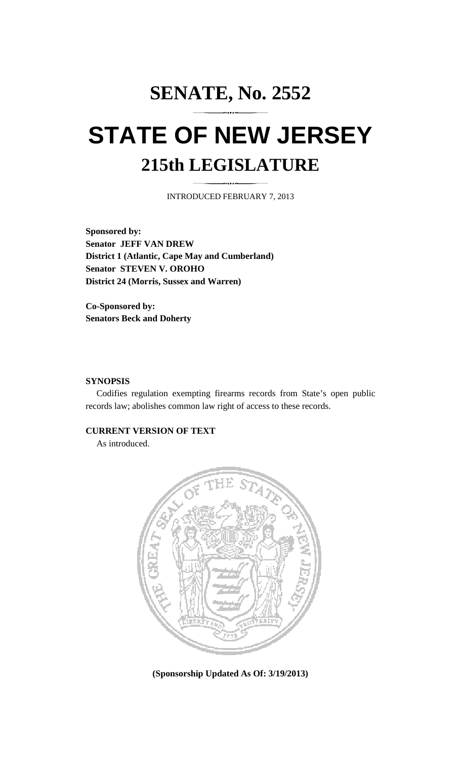# SENATE, No. 2552

# STATE OF NEW JERSEY

## 215th LEGISLATURE

INTRODUCED FEBRUARY 7, 2013

**Sponsored by:**
**Senator JEFF VAN DREW**
**District 1 (Atlantic, Cape May and Cumberland)**
**Senator STEVEN V. OROHO**
**District 24 (Morris, Sussex and Warren)**

**Co-Sponsored by:**
**Senators Beck and Doherty**

**SYNOPSIS**

Codifies regulation exempting firearms records from State's open public records law; abolishes common law right of access to these records.

**CURRENT VERSION OF TEXT**

As introduced.

**(Sponsorship Updated As Of: 3/19/2013)**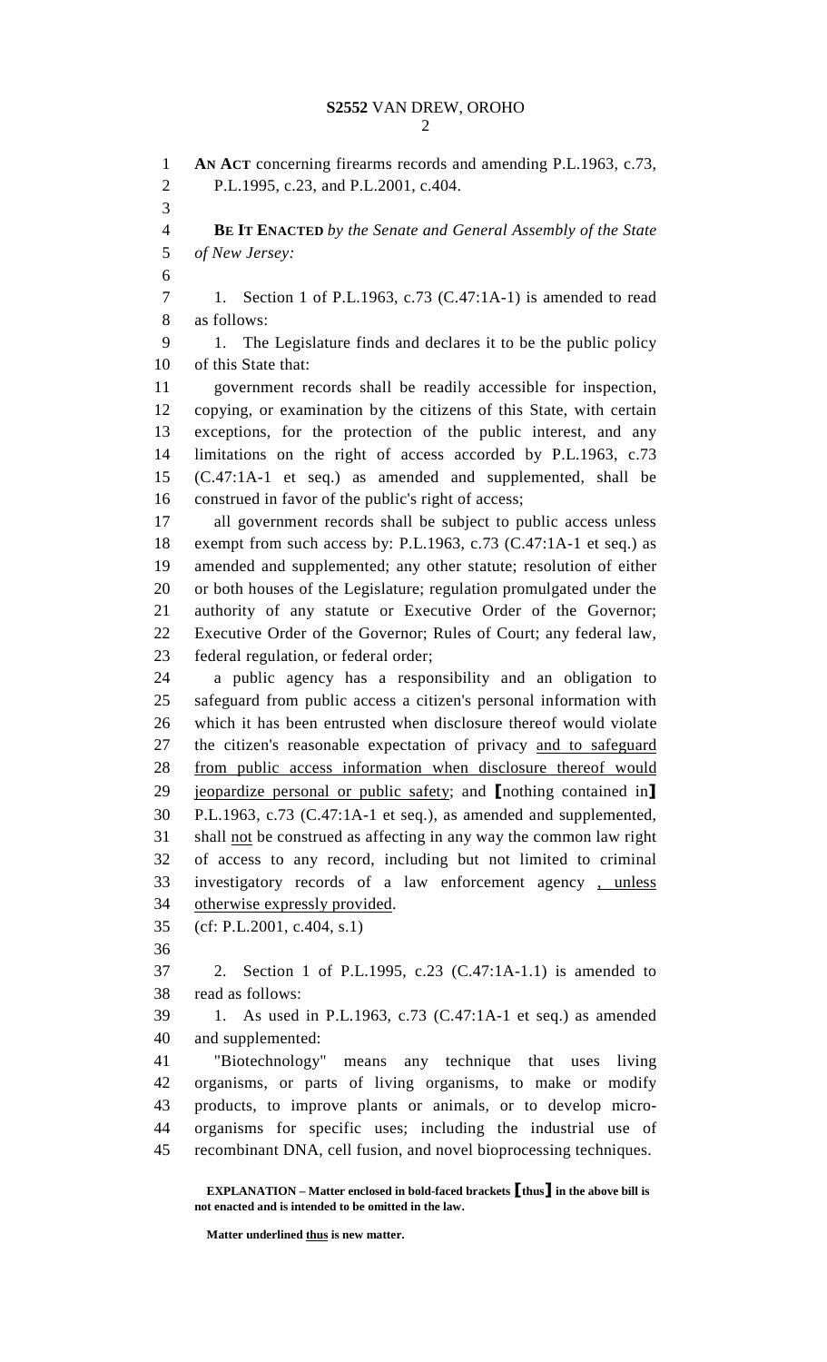AN ACT concerning firearms records and amending P.L.1963, c.73, P.L.1995, c.23, and P.L.2001, c.404.

**BE IT ENACTED** *by the Senate and General Assembly of the State of New Jersey:*

1. Section 1 of P.L.1963, c.73 (C.47:1A-1) is amended to read as follows:

1. The Legislature finds and declares it to be the public policy of this State that:

government records shall be readily accessible for inspection, copying, or examination by the citizens of this State, with certain exceptions, for the protection of the public interest, and any limitations on the right of access accorded by P.L.1963, c.73 (C.47:1A-1 et seq.) as amended and supplemented, shall be construed in favor of the public's right of access;

all government records shall be subject to public access unless exempt from such access by: P.L.1963, c.73 (C.47:1A-1 et seq.) as amended and supplemented; any other statute; resolution of either or both houses of the Legislature; regulation promulgated under the authority of any statute or Executive Order of the Governor; Executive Order of the Governor; Rules of Court; any federal law, federal regulation, or federal order;

a public agency has a responsibility and an obligation to safeguard from public access a citizen's personal information with which it has been entrusted when disclosure thereof would violate the citizen's reasonable expectation of privacy <u>and to safeguard from public access information when disclosure thereof would jeopardize personal or public safety</u>; and **[**nothing contained in**]** P.L.1963, c.73 (C.47:1A-1 et seq.), as amended and supplemented, shall <u>not</u> be construed as affecting in any way the common law right of access to any record, including but not limited to criminal investigatory records of a law enforcement agency <u>, unless otherwise expressly provided</u>.

(cf: P.L.2001, c.404, s.1)

2. Section 1 of P.L.1995, c.23 (C.47:1A-1.1) is amended to read as follows:

1. As used in P.L.1963, c.73 (C.47:1A-1 et seq.) as amended and supplemented:

"Biotechnology" means any technique that uses living organisms, or parts of living organisms, to make or modify products, to improve plants or animals, or to develop micro-organisms for specific uses; including the industrial use of recombinant DNA, cell fusion, and novel bioprocessing techniques.

**EXPLANATION – Matter enclosed in bold-faced brackets [thus] in the above bill is not enacted and is intended to be omitted in the law.**

**Matter underlined <u>thus</u> is new matter.**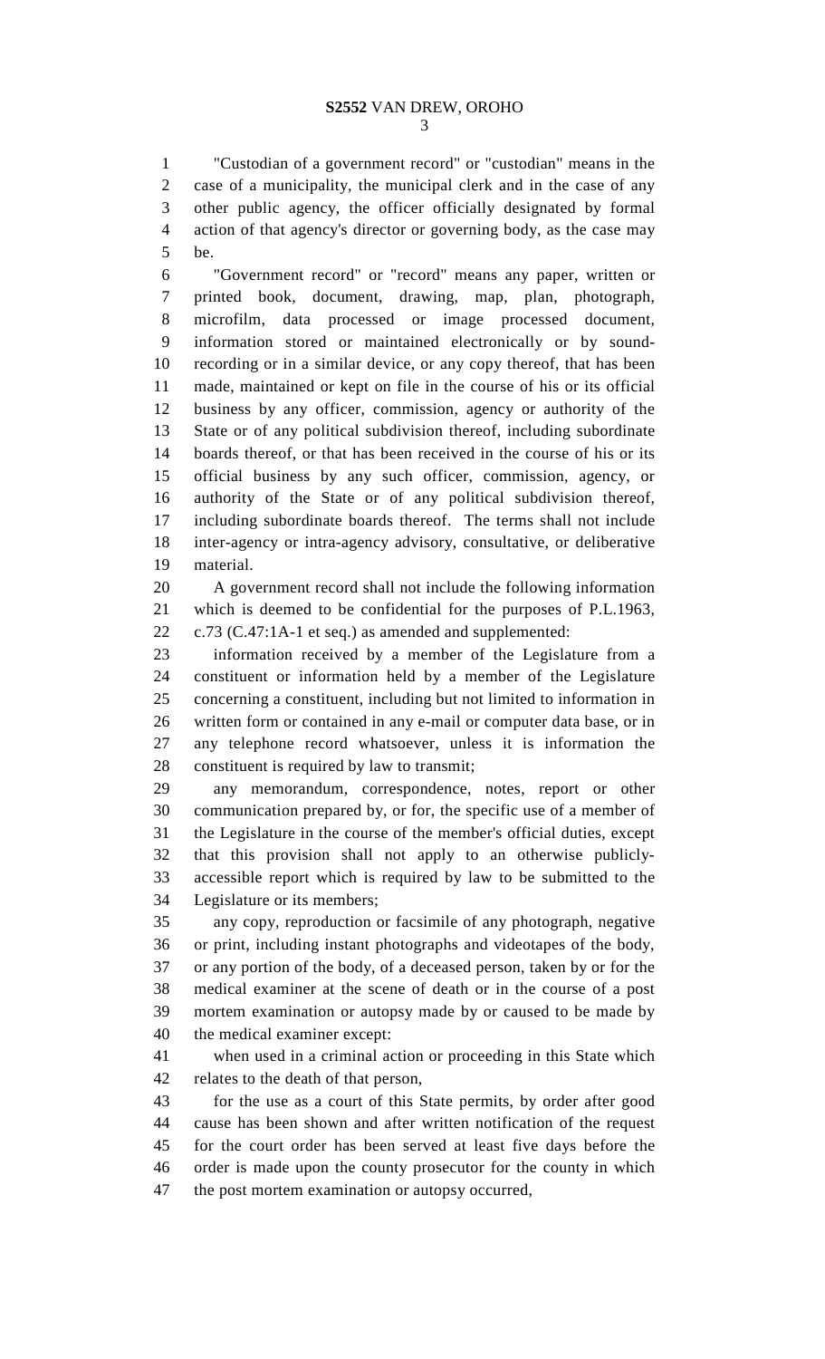"Custodian of a government record" or "custodian" means in the case of a municipality, the municipal clerk and in the case of any other public agency, the officer officially designated by formal action of that agency's director or governing body, as the case may be.

"Government record" or "record" means any paper, written or printed book, document, drawing, map, plan, photograph, microfilm, data processed or image processed document, information stored or maintained electronically or by sound-recording or in a similar device, or any copy thereof, that has been made, maintained or kept on file in the course of his or its official business by any officer, commission, agency or authority of the State or of any political subdivision thereof, including subordinate boards thereof, or that has been received in the course of his or its official business by any such officer, commission, agency, or authority of the State or of any political subdivision thereof, including subordinate boards thereof. The terms shall not include inter-agency or intra-agency advisory, consultative, or deliberative material.

A government record shall not include the following information which is deemed to be confidential for the purposes of P.L.1963, c.73 (C.47:1A-1 et seq.) as amended and supplemented:

information received by a member of the Legislature from a constituent or information held by a member of the Legislature concerning a constituent, including but not limited to information in written form or contained in any e-mail or computer data base, or in any telephone record whatsoever, unless it is information the constituent is required by law to transmit;

any memorandum, correspondence, notes, report or other communication prepared by, or for, the specific use of a member of the Legislature in the course of the member's official duties, except that this provision shall not apply to an otherwise publicly-accessible report which is required by law to be submitted to the Legislature or its members;

any copy, reproduction or facsimile of any photograph, negative or print, including instant photographs and videotapes of the body, or any portion of the body, of a deceased person, taken by or for the medical examiner at the scene of death or in the course of a post mortem examination or autopsy made by or caused to be made by the medical examiner except:

when used in a criminal action or proceeding in this State which relates to the death of that person,

for the use as a court of this State permits, by order after good cause has been shown and after written notification of the request for the court order has been served at least five days before the order is made upon the county prosecutor for the county in which the post mortem examination or autopsy occurred,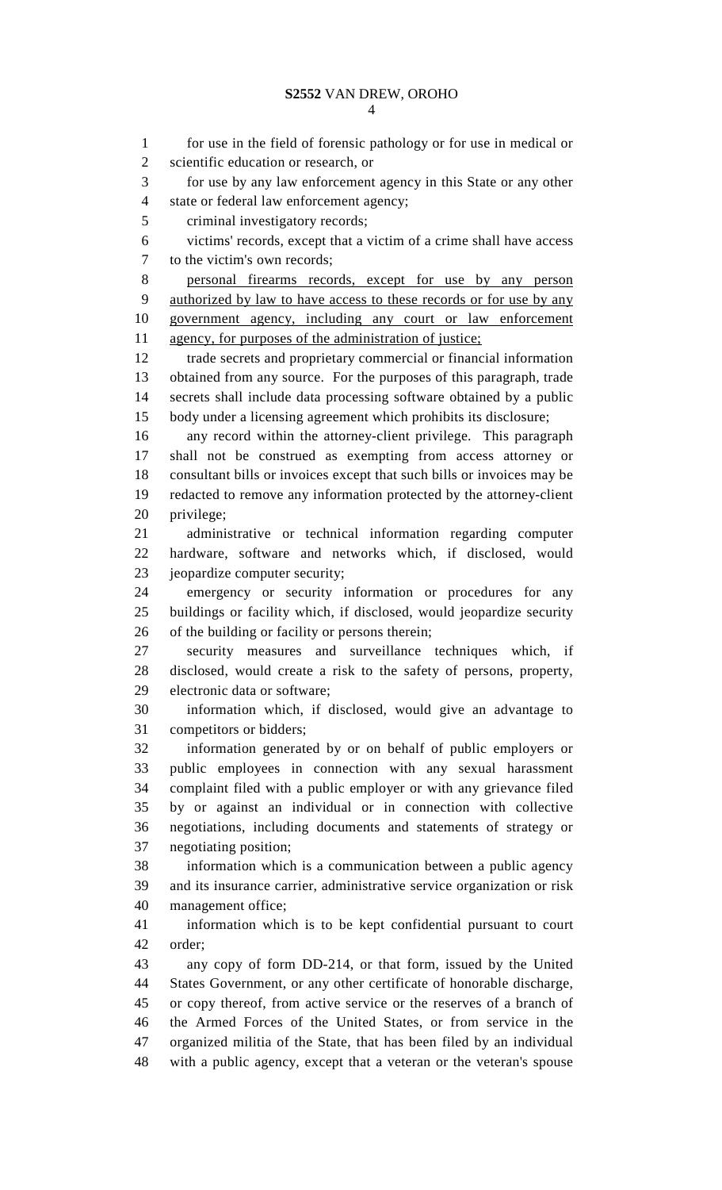for use in the field of forensic pathology or for use in medical or scientific education or research, or

for use by any law enforcement agency in this State or any other state or federal law enforcement agency;

criminal investigatory records;

victims' records, except that a victim of a crime shall have access to the victim's own records;

<u>personal firearms records, except for use by any person authorized by law to have access to these records or for use by any government agency, including any court or law enforcement agency, for purposes of the administration of justice;</u>

trade secrets and proprietary commercial or financial information obtained from any source. For the purposes of this paragraph, trade secrets shall include data processing software obtained by a public body under a licensing agreement which prohibits its disclosure;

any record within the attorney-client privilege. This paragraph shall not be construed as exempting from access attorney or consultant bills or invoices except that such bills or invoices may be redacted to remove any information protected by the attorney-client privilege;

administrative or technical information regarding computer hardware, software and networks which, if disclosed, would jeopardize computer security;

emergency or security information or procedures for any buildings or facility which, if disclosed, would jeopardize security of the building or facility or persons therein;

security measures and surveillance techniques which, if disclosed, would create a risk to the safety of persons, property, electronic data or software;

information which, if disclosed, would give an advantage to competitors or bidders;

information generated by or on behalf of public employers or public employees in connection with any sexual harassment complaint filed with a public employer or with any grievance filed by or against an individual or in connection with collective negotiations, including documents and statements of strategy or negotiating position;

information which is a communication between a public agency and its insurance carrier, administrative service organization or risk management office;

information which is to be kept confidential pursuant to court order;

any copy of form DD-214, or that form, issued by the United States Government, or any other certificate of honorable discharge, or copy thereof, from active service or the reserves of a branch of the Armed Forces of the United States, or from service in the organized militia of the State, that has been filed by an individual with a public agency, except that a veteran or the veteran's spouse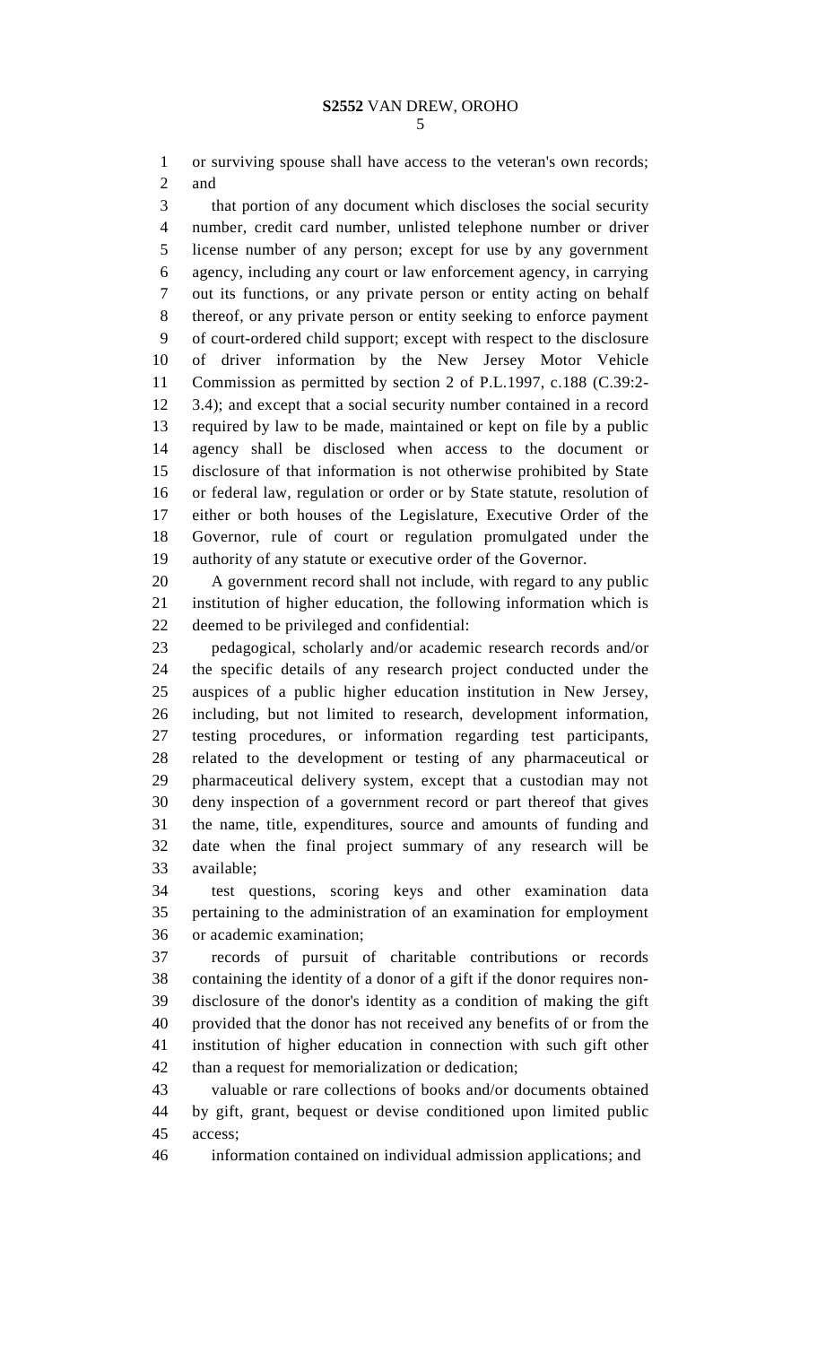or surviving spouse shall have access to the veteran's own records; and

that portion of any document which discloses the social security number, credit card number, unlisted telephone number or driver license number of any person; except for use by any government agency, including any court or law enforcement agency, in carrying out its functions, or any private person or entity acting on behalf thereof, or any private person or entity seeking to enforce payment of court-ordered child support; except with respect to the disclosure of driver information by the New Jersey Motor Vehicle Commission as permitted by section 2 of P.L.1997, c.188 (C.39:2-3.4); and except that a social security number contained in a record required by law to be made, maintained or kept on file by a public agency shall be disclosed when access to the document or disclosure of that information is not otherwise prohibited by State or federal law, regulation or order or by State statute, resolution of either or both houses of the Legislature, Executive Order of the Governor, rule of court or regulation promulgated under the authority of any statute or executive order of the Governor.

A government record shall not include, with regard to any public institution of higher education, the following information which is deemed to be privileged and confidential:

pedagogical, scholarly and/or academic research records and/or the specific details of any research project conducted under the auspices of a public higher education institution in New Jersey, including, but not limited to research, development information, testing procedures, or information regarding test participants, related to the development or testing of any pharmaceutical or pharmaceutical delivery system, except that a custodian may not deny inspection of a government record or part thereof that gives the name, title, expenditures, source and amounts of funding and date when the final project summary of any research will be available;

test questions, scoring keys and other examination data pertaining to the administration of an examination for employment or academic examination;

records of pursuit of charitable contributions or records containing the identity of a donor of a gift if the donor requires non-disclosure of the donor's identity as a condition of making the gift provided that the donor has not received any benefits of or from the institution of higher education in connection with such gift other than a request for memorialization or dedication;

valuable or rare collections of books and/or documents obtained by gift, grant, bequest or devise conditioned upon limited public access;

information contained on individual admission applications; and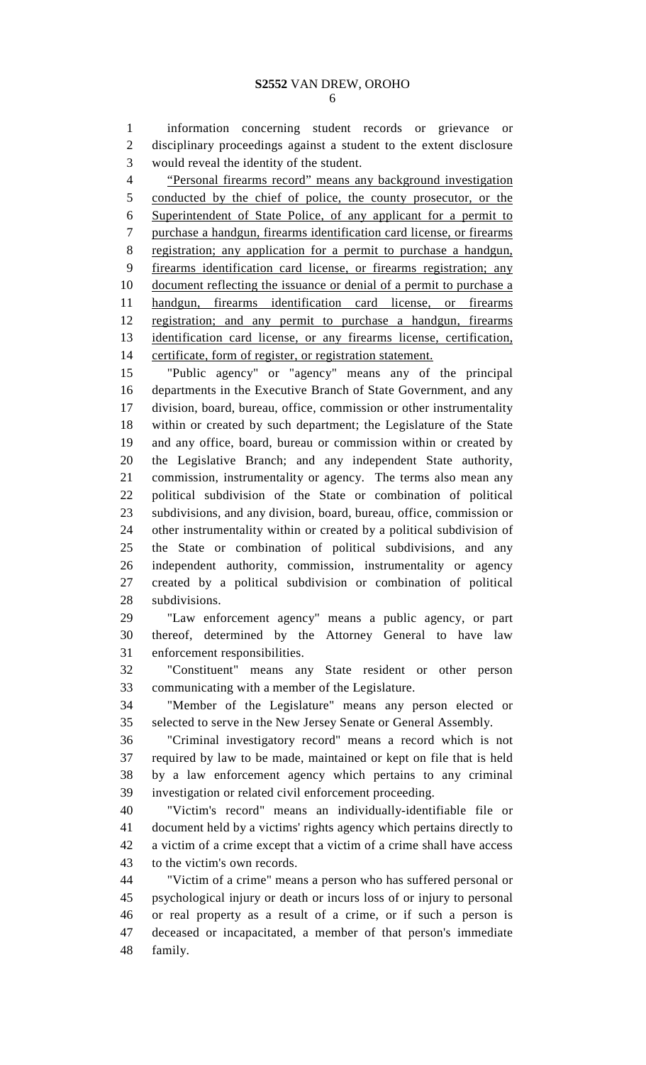information concerning student records or grievance or disciplinary proceedings against a student to the extent disclosure would reveal the identity of the student.

"Personal firearms record" means any background investigation conducted by the chief of police, the county prosecutor, or the Superintendent of State Police, of any applicant for a permit to purchase a handgun, firearms identification card license, or firearms registration; any application for a permit to purchase a handgun, firearms identification card license, or firearms registration; any document reflecting the issuance or denial of a permit to purchase a handgun, firearms identification card license, or firearms registration; and any permit to purchase a handgun, firearms identification card license, or any firearms license, certification, certificate, form of register, or registration statement.

"Public agency" or "agency" means any of the principal departments in the Executive Branch of State Government, and any division, board, bureau, office, commission or other instrumentality within or created by such department; the Legislature of the State and any office, board, bureau or commission within or created by the Legislative Branch; and any independent State authority, commission, instrumentality or agency. The terms also mean any political subdivision of the State or combination of political subdivisions, and any division, board, bureau, office, commission or other instrumentality within or created by a political subdivision of the State or combination of political subdivisions, and any independent authority, commission, instrumentality or agency created by a political subdivision or combination of political subdivisions.

"Law enforcement agency" means a public agency, or part thereof, determined by the Attorney General to have law enforcement responsibilities.

"Constituent" means any State resident or other person communicating with a member of the Legislature.

"Member of the Legislature" means any person elected or selected to serve in the New Jersey Senate or General Assembly.

"Criminal investigatory record" means a record which is not required by law to be made, maintained or kept on file that is held by a law enforcement agency which pertains to any criminal investigation or related civil enforcement proceeding.

"Victim's record" means an individually-identifiable file or document held by a victims' rights agency which pertains directly to a victim of a crime except that a victim of a crime shall have access to the victim's own records.

"Victim of a crime" means a person who has suffered personal or psychological injury or death or incurs loss of or injury to personal or real property as a result of a crime, or if such a person is deceased or incapacitated, a member of that person's immediate family.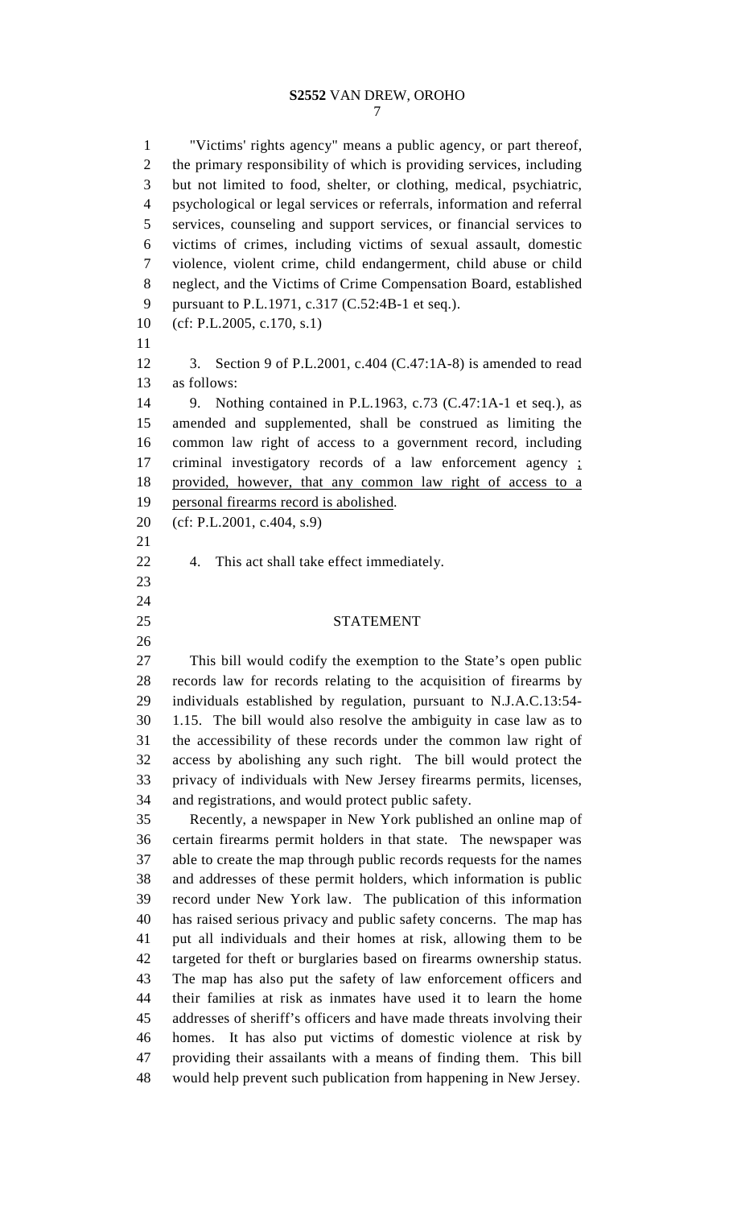"Victims' rights agency" means a public agency, or part thereof, the primary responsibility of which is providing services, including but not limited to food, shelter, or clothing, medical, psychiatric, psychological or legal services or referrals, information and referral services, counseling and support services, or financial services to victims of crimes, including victims of sexual assault, domestic violence, violent crime, child endangerment, child abuse or child neglect, and the Victims of Crime Compensation Board, established pursuant to P.L.1971, c.317 (C.52:4B-1 et seq.).

(cf: P.L.2005, c.170, s.1)

3. Section 9 of P.L.2001, c.404 (C.47:1A-8) is amended to read as follows:

9. Nothing contained in P.L.1963, c.73 (C.47:1A-1 et seq.), as amended and supplemented, shall be construed as limiting the common law right of access to a government record, including criminal investigatory records of a law enforcement agency <u>; provided, however, that any common law right of access to a personal firearms record is abolished</u>.

(cf: P.L.2001, c.404, s.9)

4. This act shall take effect immediately.

## STATEMENT

This bill would codify the exemption to the State's open public records law for records relating to the acquisition of firearms by individuals established by regulation, pursuant to N.J.A.C.13:54-1.15. The bill would also resolve the ambiguity in case law as to the accessibility of these records under the common law right of access by abolishing any such right. The bill would protect the privacy of individuals with New Jersey firearms permits, licenses, and registrations, and would protect public safety.

Recently, a newspaper in New York published an online map of certain firearms permit holders in that state. The newspaper was able to create the map through public records requests for the names and addresses of these permit holders, which information is public record under New York law. The publication of this information has raised serious privacy and public safety concerns. The map has put all individuals and their homes at risk, allowing them to be targeted for theft or burglaries based on firearms ownership status. The map has also put the safety of law enforcement officers and their families at risk as inmates have used it to learn the home addresses of sheriff's officers and have made threats involving their homes. It has also put victims of domestic violence at risk by providing their assailants with a means of finding them. This bill would help prevent such publication from happening in New Jersey.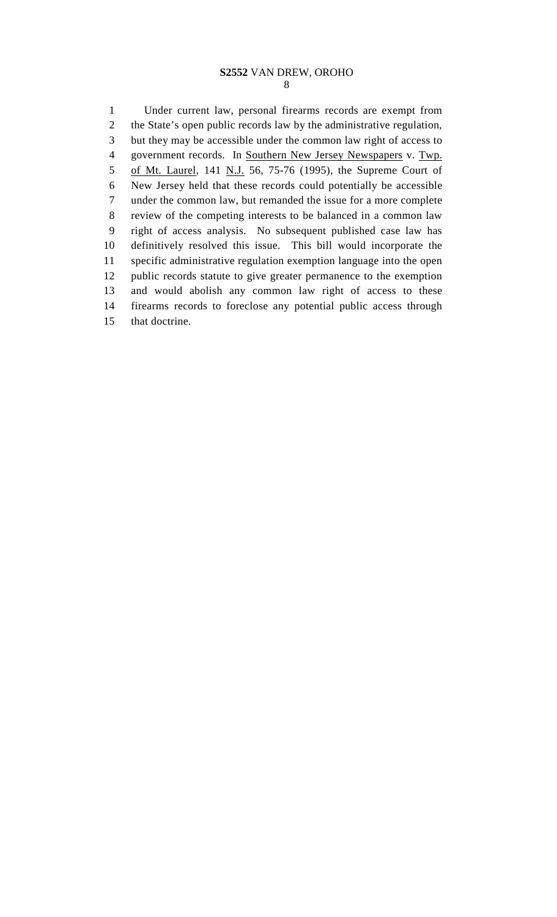Under current law, personal firearms records are exempt from the State's open public records law by the administrative regulation, but they may be accessible under the common law right of access to government records. In Southern New Jersey Newspapers v. Twp. of Mt. Laurel, 141 N.J. 56, 75-76 (1995), the Supreme Court of New Jersey held that these records could potentially be accessible under the common law, but remanded the issue for a more complete review of the competing interests to be balanced in a common law right of access analysis. No subsequent published case law has definitively resolved this issue. This bill would incorporate the specific administrative regulation exemption language into the open public records statute to give greater permanence to the exemption and would abolish any common law right of access to these firearms records to foreclose any potential public access through that doctrine.